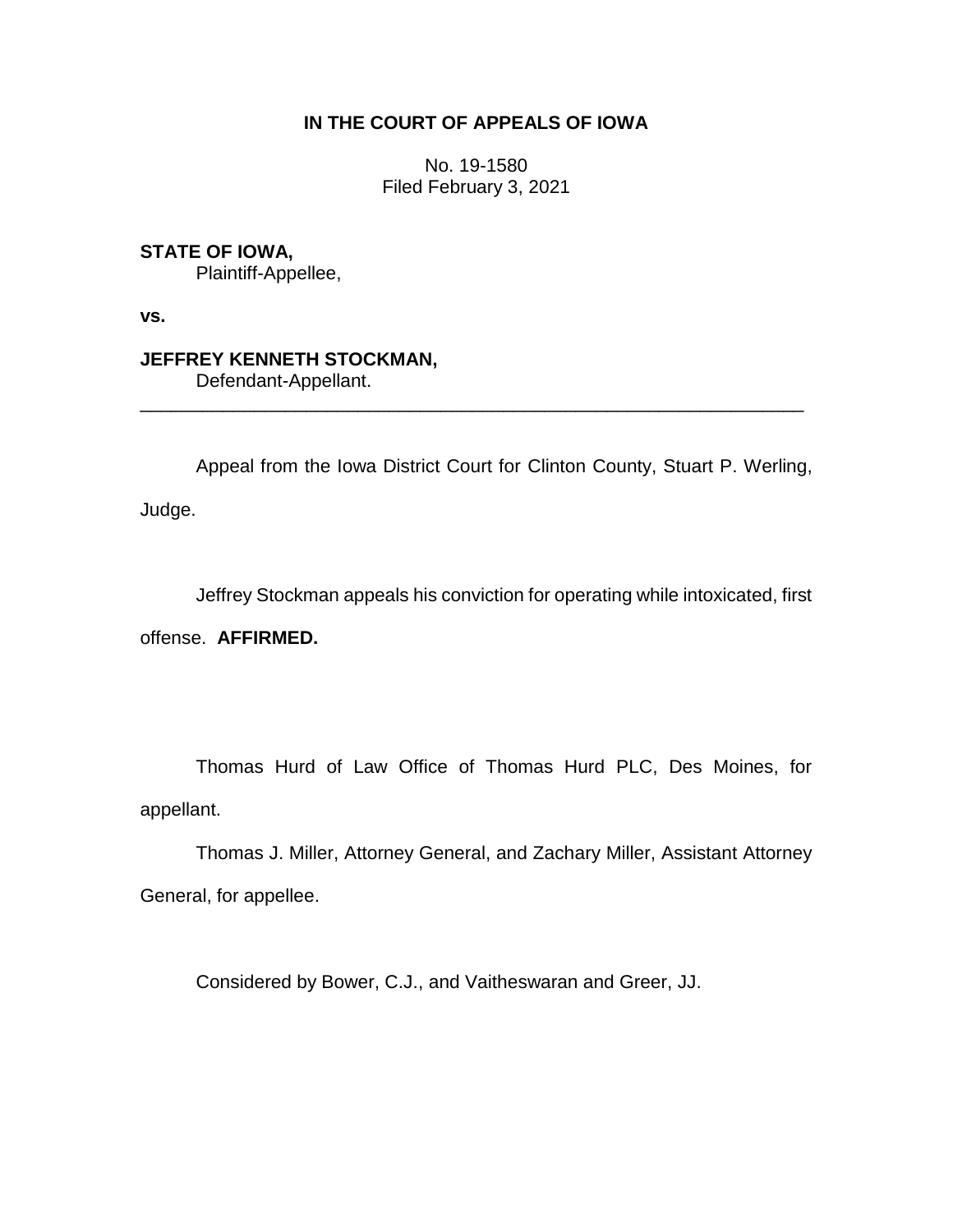**IN THE COURT OF APPEALS OF IOWA**

No. 19-1580
Filed February 3, 2021

**STATE OF IOWA,**
Plaintiff-Appellee,

**vs.**

**JEFFREY KENNETH STOCKMAN,**
Defendant-Appellant.

---

Appeal from the Iowa District Court for Clinton County, Stuart P. Werling, Judge.

Jeffrey Stockman appeals his conviction for operating while intoxicated, first offense. **AFFIRMED.**

Thomas Hurd of Law Office of Thomas Hurd PLC, Des Moines, for appellant.

Thomas J. Miller, Attorney General, and Zachary Miller, Assistant Attorney General, for appellee.

Considered by Bower, C.J., and Vaitheswaran and Greer, JJ.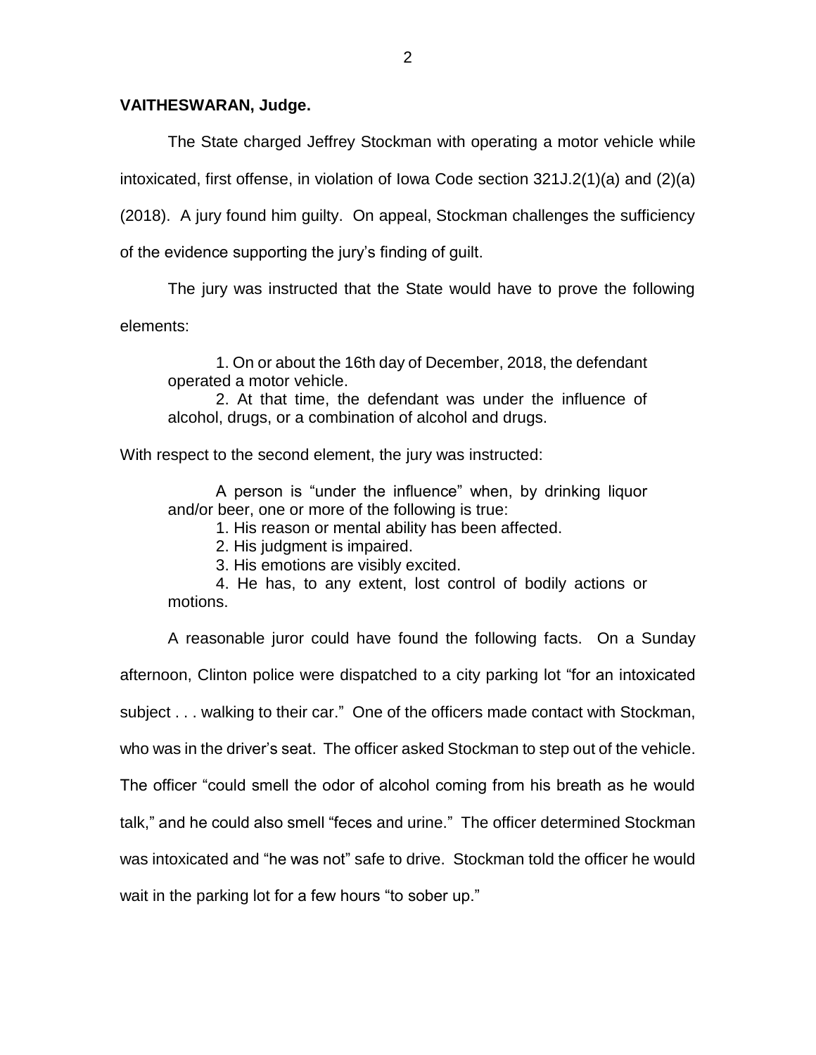**VAITHESWARAN, Judge.**

The State charged Jeffrey Stockman with operating a motor vehicle while intoxicated, first offense, in violation of Iowa Code section 321J.2(1)(a) and (2)(a) (2018). A jury found him guilty. On appeal, Stockman challenges the sufficiency of the evidence supporting the jury's finding of guilt.

The jury was instructed that the State would have to prove the following elements:

> 1. On or about the 16th day of December, 2018, the defendant operated a motor vehicle.
> 2. At that time, the defendant was under the influence of alcohol, drugs, or a combination of alcohol and drugs.

With respect to the second element, the jury was instructed:

> A person is "under the influence" when, by drinking liquor and/or beer, one or more of the following is true:
> 1. His reason or mental ability has been affected.
> 2. His judgment is impaired.
> 3. His emotions are visibly excited.
> 4. He has, to any extent, lost control of bodily actions or motions.

A reasonable juror could have found the following facts. On a Sunday afternoon, Clinton police were dispatched to a city parking lot "for an intoxicated subject . . . walking to their car." One of the officers made contact with Stockman, who was in the driver's seat. The officer asked Stockman to step out of the vehicle. The officer "could smell the odor of alcohol coming from his breath as he would talk," and he could also smell "feces and urine." The officer determined Stockman was intoxicated and "he was not" safe to drive. Stockman told the officer he would wait in the parking lot for a few hours "to sober up."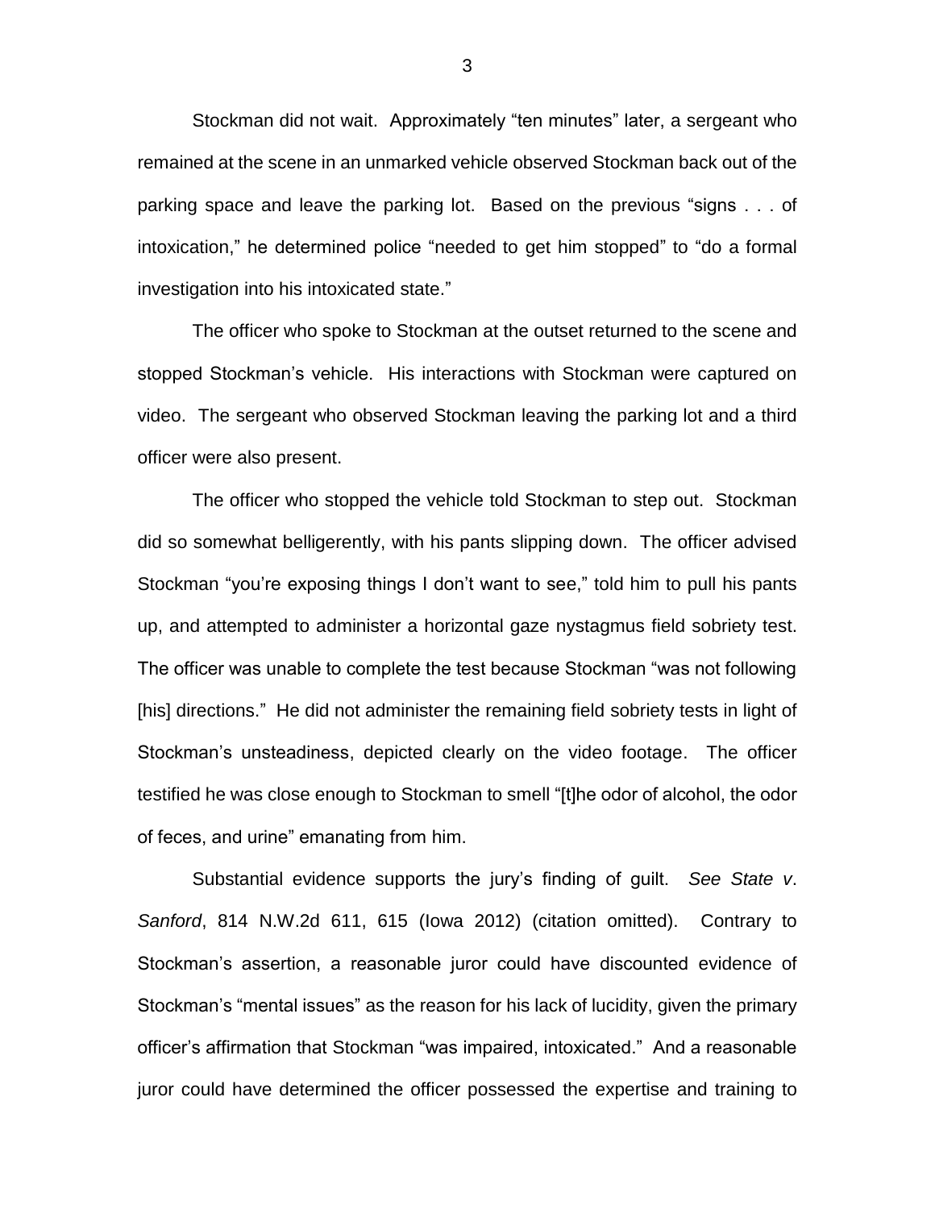Stockman did not wait. Approximately "ten minutes" later, a sergeant who remained at the scene in an unmarked vehicle observed Stockman back out of the parking space and leave the parking lot. Based on the previous "signs . . . of intoxication," he determined police "needed to get him stopped" to "do a formal investigation into his intoxicated state."

The officer who spoke to Stockman at the outset returned to the scene and stopped Stockman's vehicle. His interactions with Stockman were captured on video. The sergeant who observed Stockman leaving the parking lot and a third officer were also present.

The officer who stopped the vehicle told Stockman to step out. Stockman did so somewhat belligerently, with his pants slipping down. The officer advised Stockman "you're exposing things I don't want to see," told him to pull his pants up, and attempted to administer a horizontal gaze nystagmus field sobriety test. The officer was unable to complete the test because Stockman "was not following [his] directions." He did not administer the remaining field sobriety tests in light of Stockman's unsteadiness, depicted clearly on the video footage. The officer testified he was close enough to Stockman to smell "[t]he odor of alcohol, the odor of feces, and urine" emanating from him.

Substantial evidence supports the jury's finding of guilt. *See State v. Sanford*, 814 N.W.2d 611, 615 (Iowa 2012) (citation omitted). Contrary to Stockman's assertion, a reasonable juror could have discounted evidence of Stockman's "mental issues" as the reason for his lack of lucidity, given the primary officer's affirmation that Stockman "was impaired, intoxicated." And a reasonable juror could have determined the officer possessed the expertise and training to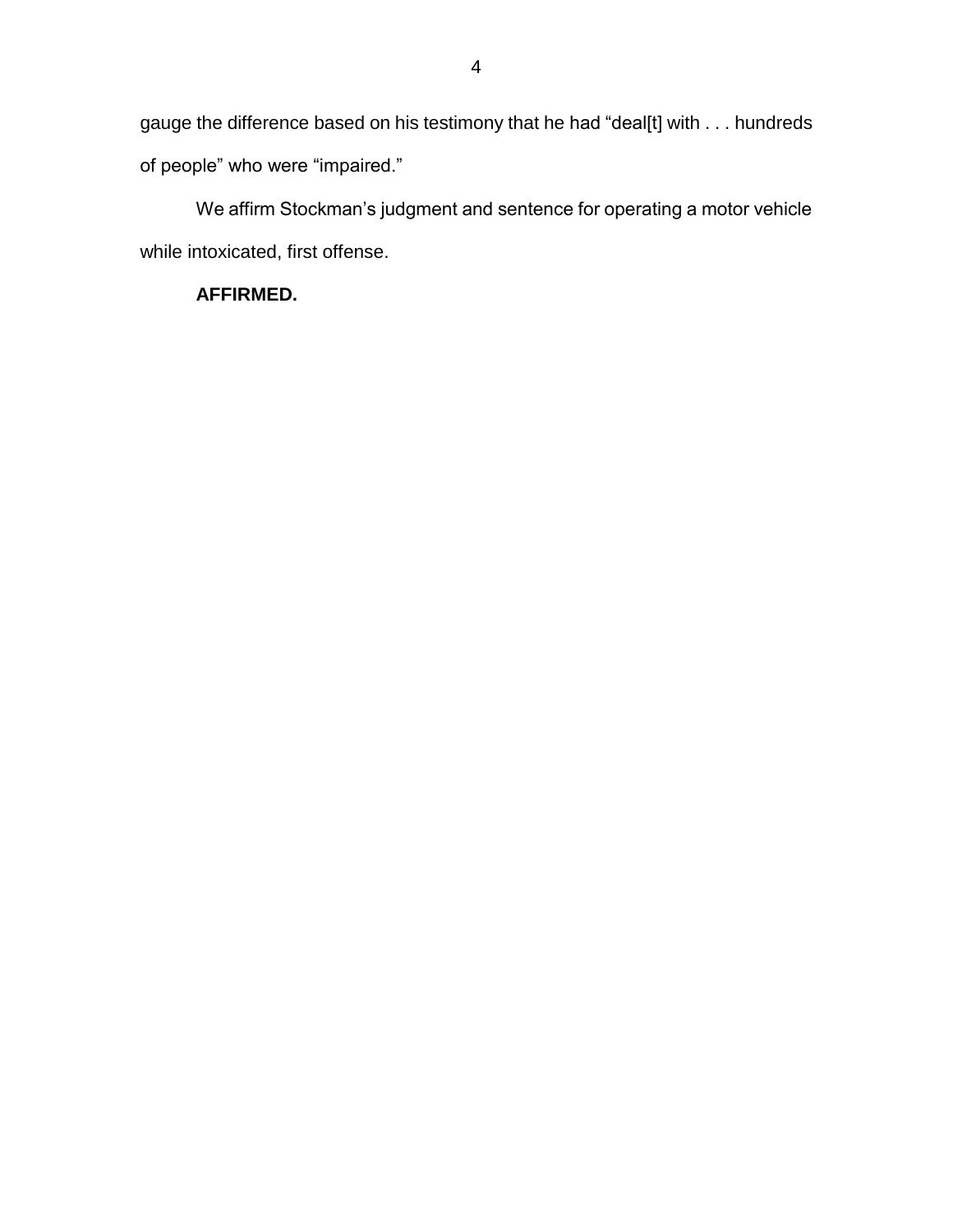gauge the difference based on his testimony that he had "deal[t] with . . . hundreds of people" who were "impaired."

We affirm Stockman's judgment and sentence for operating a motor vehicle while intoxicated, first offense.

**AFFIRMED.**